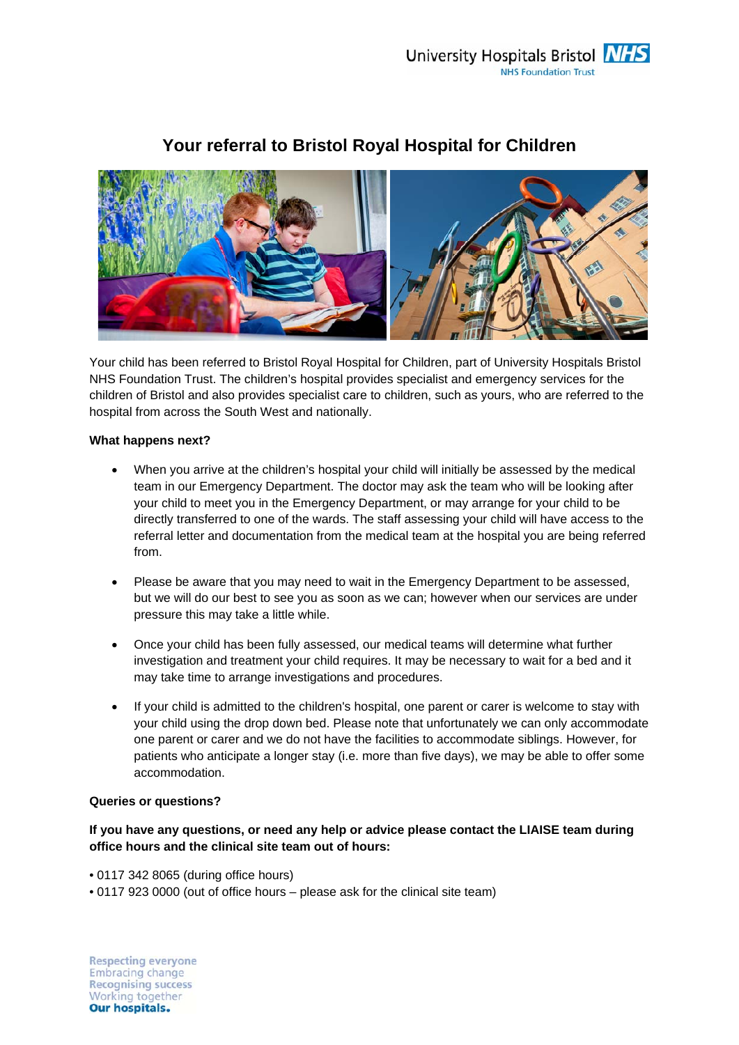University Hospitals Bristol NHS Foundation Trust

# Your referral to Bristol Royal Hospital for Children

Your child has been referred to Bristol Royal Hospital for Children, part of University Hospitals Bristol NHS Foundation Trust. The children's hospital provides specialist and emergency services for the children of Bristol and also provides specialist care to children, such as yours, who are referred to the hospital from across the South West and nationally.

**What happens next?**

- When you arrive at the children's hospital your child will initially be assessed by the medical team in our Emergency Department. The doctor may ask the team who will be looking after your child to meet you in the Emergency Department, or may arrange for your child to be directly transferred to one of the wards. The staff assessing your child will have access to the referral letter and documentation from the medical team at the hospital you are being referred from.

- Please be aware that you may need to wait in the Emergency Department to be assessed, but we will do our best to see you as soon as we can; however when our services are under pressure this may take a little while.

- Once your child has been fully assessed, our medical teams will determine what further investigation and treatment your child requires. It may be necessary to wait for a bed and it may take time to arrange investigations and procedures.

- If your child is admitted to the children's hospital, one parent or carer is welcome to stay with your child using the drop down bed. Please note that unfortunately we can only accommodate one parent or carer and we do not have the facilities to accommodate siblings. However, for patients who anticipate a longer stay (i.e. more than five days), we may be able to offer some accommodation.

**Queries or questions?**

**If you have any questions, or need any help or advice please contact the LIAISE team during office hours and the clinical site team out of hours:**

- 0117 342 8065 (during office hours)
- 0117 923 0000 (out of office hours – please ask for the clinical site team)

Respecting everyone
Embracing change
Recognising success
Working together
**Our hospitals.**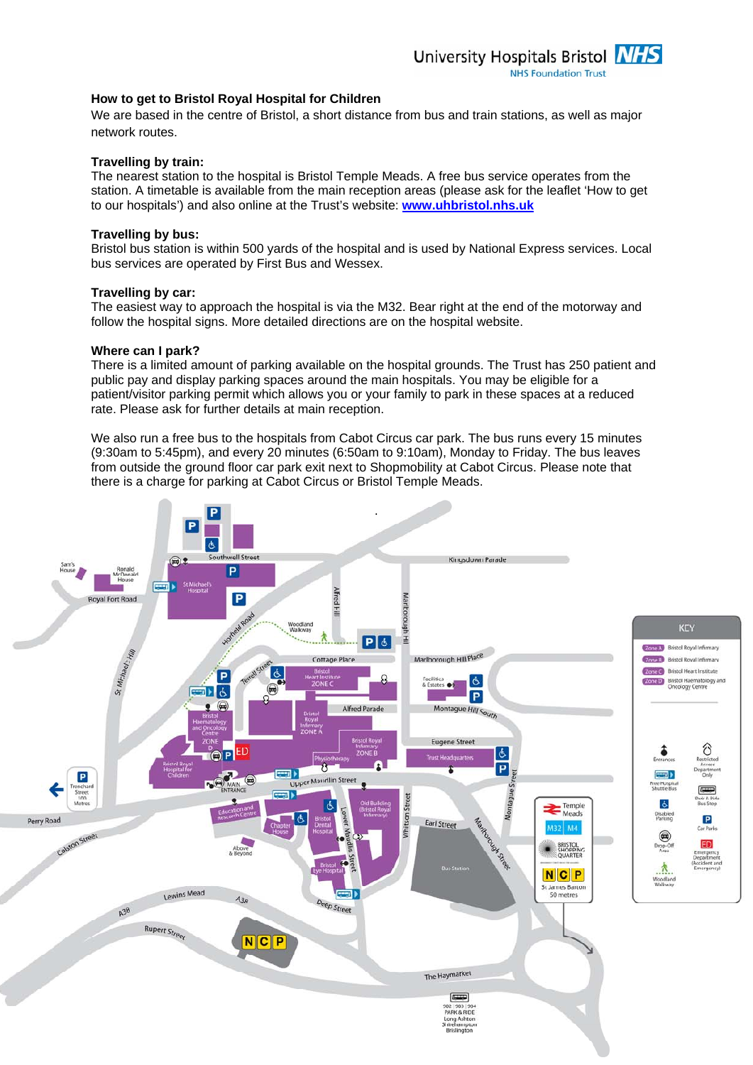University Hospitals Bristol **NHS**
NHS Foundation Trust

**How to get to Bristol Royal Hospital for Children**

We are based in the centre of Bristol, a short distance from bus and train stations, as well as major network routes.

**Travelling by train:**

The nearest station to the hospital is Bristol Temple Meads. A free bus service operates from the station. A timetable is available from the main reception areas (please ask for the leaflet 'How to get to our hospitals') and also online at the Trust's website: **www.uhbristol.nhs.uk**

**Travelling by bus:**

Bristol bus station is within 500 yards of the hospital and is used by National Express services. Local bus services are operated by First Bus and Wessex.

**Travelling by car:**

The easiest way to approach the hospital is via the M32. Bear right at the end of the motorway and follow the hospital signs. More detailed directions are on the hospital website.

**Where can I park?**

There is a limited amount of parking available on the hospital grounds. The Trust has 250 patient and public pay and display parking spaces around the main hospitals. You may be eligible for a patient/visitor parking permit which allows you or your family to park in these spaces at a reduced rate. Please ask for further details at main reception.

We also run a free bus to the hospitals from Cabot Circus car park. The bus runs every 15 minutes (9:30am to 5:45pm), and every 20 minutes (6:50am to 9:10am), Monday to Friday. The bus leaves from outside the ground floor car park exit next to Shopmobility at Cabot Circus. Please note that there is a charge for parking at Cabot Circus or Bristol Temple Meads.

Southwell Street
Sam's House
Ronald McDonald House
St Michael's Hospital
Royal Fort Road
Kingsdown Parade
Alfred Hill
Marlborough Hill
Horfield Road
Woodland Walkway
St Michael's Hill
Cottage Place
Terrell Street
Bristol Heart Institute ZONE C
Marlborough Hill Place
Facilities & Estates
Alfred Parade
Montague Hill South
Bristol Haematology and Oncology Centre ZONE D
Bristol Royal Infirmary ZONE A
Bristol Royal Infirmary ZONE B
Eugene Street
Trust Headquarters
Physiotherapy
ED
Bristol Royal Hospital for Children
MAIN ENTRANCE
Upper Maudlin Street
Trenchard Street 100 Metres
Perry Road
Colston Street
Education and Research Centre
Chapter House
Bristol Dental Hospital
Lower Maudlin Street
Old Building (Bristol Royal Infirmary)
Whitson Street
Montague Street
Earl Street
Marlborough Street
Above & Beyond
Bristol Eye Hospital
Bus Station
Temple Meads
M32 M4
BRISTOL SHOPPING QUARTER
NCP
St James Barton 50 metres
Lewins Mead
A38
Deep Street
Rupert Street
NCP
The Haymarket
902 | 903 | 904
PARK & RIDE
Long Ashton
Shirehampton
Brislington

KEY
Zone A Bristol Royal Infirmary
Zone B Bristol Royal Infirmary
Zone C Bristol Heart Institute
Zone D Bristol Haematology and Oncology Centre
Entrances
Restricted Access Department Only
Free Hospital Shuttle Bus
Park & Ride Bus Stop
Disabled Parking
Car Parks
Drop-Off Area
ED Emergency Department (Accident and Emergency)
Woodland Walkway